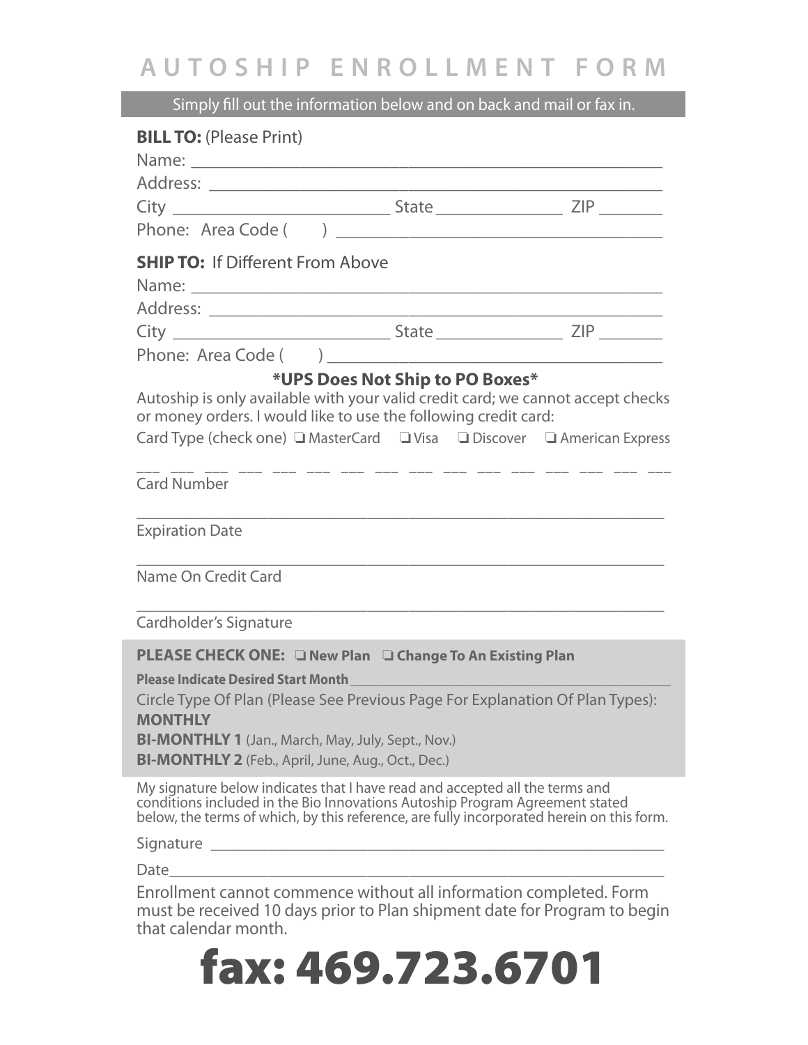# AUTOSHIP ENROLLMENT FORM

Simply fill out the information below and on back and mail or fax in.

**BILL TO:** (Please Print)

Name: ____________________________________________________

Address: __________________________________________________

City ________________________ State ______________ ZIP _______

Phone: Area Code ( ) ____________________________________

**SHIP TO:** If Different From Above

Name: ____________________________________________________

Address: __________________________________________________

City ________________________ State ______________ ZIP _______

Phone: Area Code ( ) ____________________________________

**\*UPS Does Not Ship to PO Boxes\***

Autoship is only available with your valid credit card; we cannot accept checks or money orders. I would like to use the following credit card:

Card Type (check one) ❑ MasterCard ❑ Visa ❑ Discover ❑ American Express

___ ___ ___ ___ ___ ___ ___ ___ ___ ___ ___ ___ ___ ___ ___ ___

Card Number

___________________________________________________________

Expiration Date

___________________________________________________________

Name On Credit Card

___________________________________________________________

Cardholder's Signature

**PLEASE CHECK ONE:** ❑ **New Plan** ❑ **Change To An Existing Plan**

**Please Indicate Desired Start Month** ___________________________________

Circle Type Of Plan (Please See Previous Page For Explanation Of Plan Types):

**MONTHLY**

**BI-MONTHLY 1** (Jan., March, May, July, Sept., Nov.)

**BI-MONTHLY 2** (Feb., April, June, Aug., Oct., Dec.)

My signature below indicates that I have read and accepted all the terms and conditions included in the Bio Innovations Autoship Program Agreement stated below, the terms of which, by this reference, are fully incorporated herein on this form.

Signature ________________________________________________

Date_____________________________________________________

Enrollment cannot commence without all information completed. Form must be received 10 days prior to Plan shipment date for Program to begin that calendar month.

# fax: 469.723.6701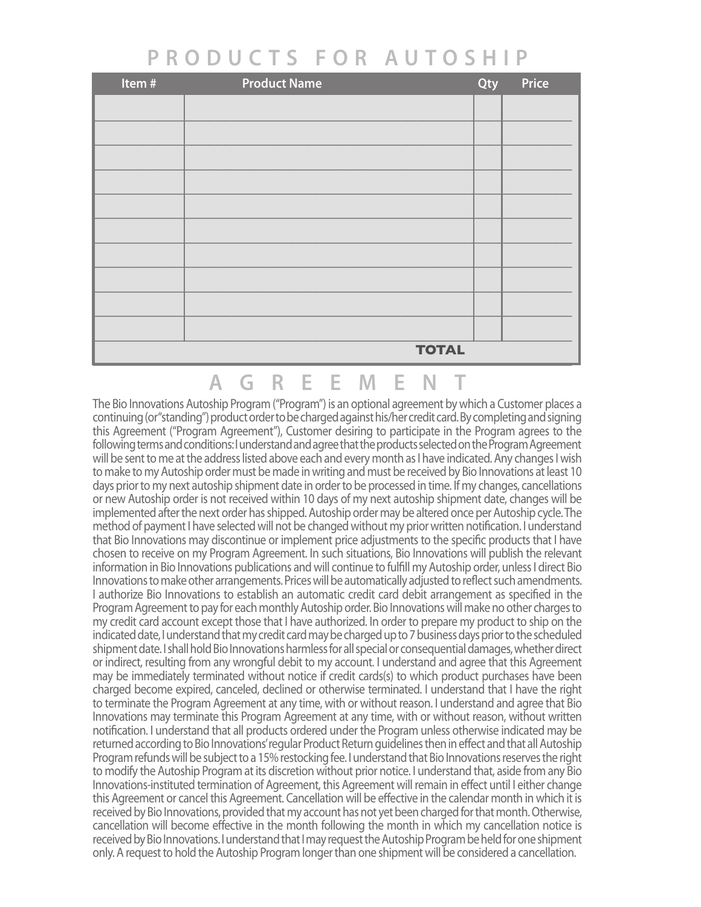# PRODUCTS FOR AUTOSHIP

| Item # | Product Name | Qty | Price |
|---|---|---|---|
| | | | |
| | | | |
| | | | |
| | | | |
| | | | |
| | | | |
| | | | |
| | | | |
| | | | |
| | | | |
| | **TOTAL** | | |

# AGREEMENT

The Bio Innovations Autoship Program ("Program") is an optional agreement by which a Customer places a continuing (or"standing") product order to be charged against his/her credit card. By completing and signing this Agreement ("Program Agreement"), Customer desiring to participate in the Program agrees to the following terms and conditions: I understand and agree that the products selected on the Program Agreement will be sent to me at the address listed above each and every month as I have indicated. Any changes I wish to make to my Autoship order must be made in writing and must be received by Bio Innovations at least 10 days prior to my next autoship shipment date in order to be processed in time. If my changes, cancellations or new Autoship order is not received within 10 days of my next autoship shipment date, changes will be implemented after the next order has shipped. Autoship order may be altered once per Autoship cycle. The method of payment I have selected will not be changed without my prior written notification. I understand that Bio Innovations may discontinue or implement price adjustments to the specific products that I have chosen to receive on my Program Agreement. In such situations, Bio Innovations will publish the relevant information in Bio Innovations publications and will continue to fulfill my Autoship order, unless I direct Bio Innovations to make other arrangements. Prices will be automatically adjusted to reflect such amendments. I authorize Bio Innovations to establish an automatic credit card debit arrangement as specified in the Program Agreement to pay for each monthly Autoship order. Bio Innovations will make no other charges to my credit card account except those that I have authorized. In order to prepare my product to ship on the indicated date, I understand that my credit card may be charged up to 7 business days prior to the scheduled shipment date. I shall hold Bio Innovations harmless for all special or consequential damages, whether direct or indirect, resulting from any wrongful debit to my account. I understand and agree that this Agreement may be immediately terminated without notice if credit cards(s) to which product purchases have been charged become expired, canceled, declined or otherwise terminated. I understand that I have the right to terminate the Program Agreement at any time, with or without reason. I understand and agree that Bio Innovations may terminate this Program Agreement at any time, with or without reason, without written notification. I understand that all products ordered under the Program unless otherwise indicated may be returned according to Bio Innovations' regular Product Return guidelines then in effect and that all Autoship Program refunds will be subject to a 15% restocking fee. I understand that Bio Innovations reserves the right to modify the Autoship Program at its discretion without prior notice. I understand that, aside from any Bio Innovations-instituted termination of Agreement, this Agreement will remain in effect until I either change this Agreement or cancel this Agreement. Cancellation will be effective in the calendar month in which it is received by Bio Innovations, provided that my account has not yet been charged for that month. Otherwise, cancellation will become effective in the month following the month in which my cancellation notice is received by Bio Innovations. I understand that I may request the Autoship Program be held for one shipment only. A request to hold the Autoship Program longer than one shipment will be considered a cancellation.